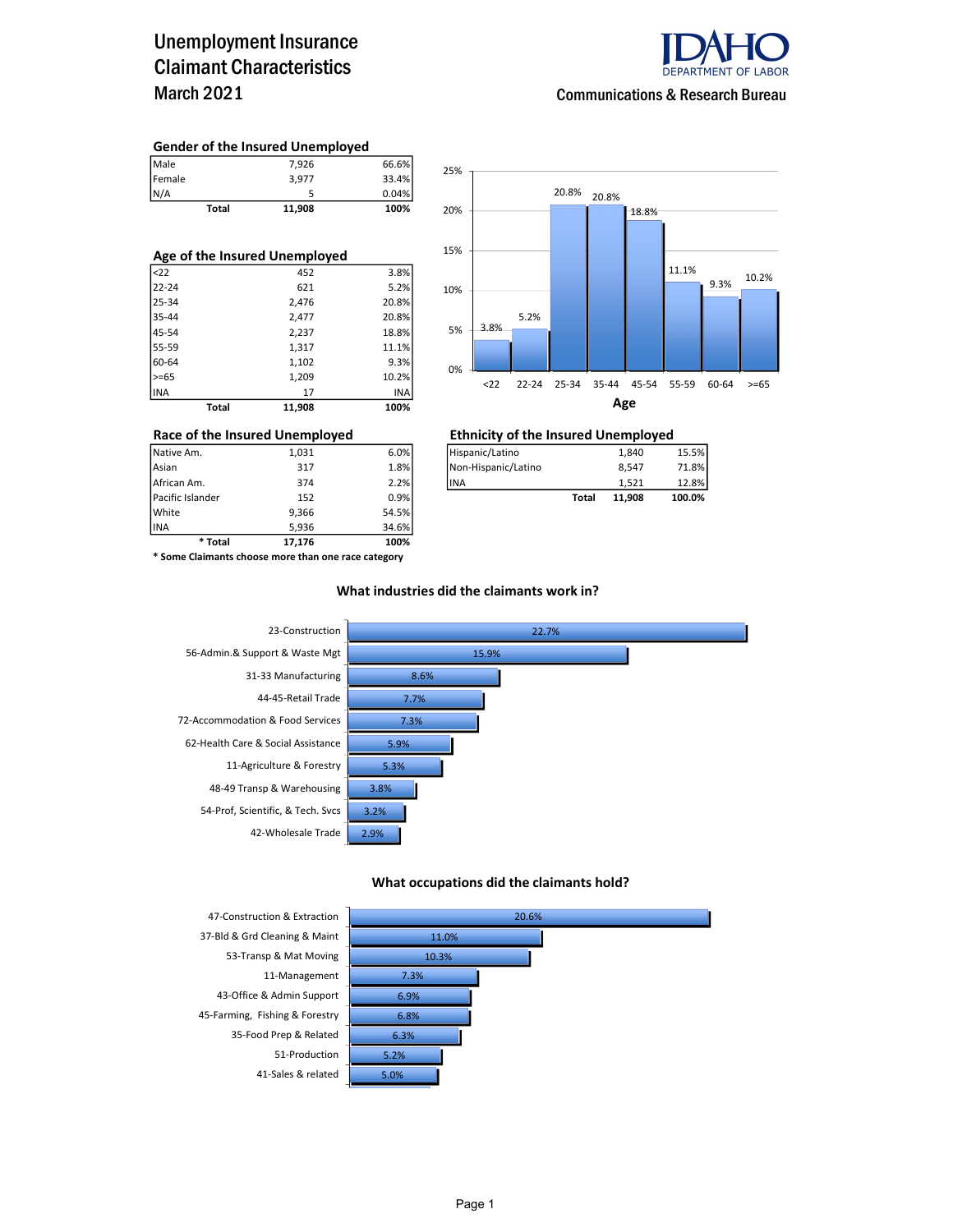# Unemployment Insurance Claimant Characteristics
## March 2021

IDAHO DEPARTMENT OF LABOR
Communications & Research Bureau

### Gender of the Insured Unemployed

| | | |
|---|---|---|
| Male | 7,926 | 66.6% |
| Female | 3,977 | 33.4% |
| N/A | 5 | 0.04% |
| **Total** | **11,908** | **100%** |

### Age of the Insured Unemployed

| | | |
|---|---|---|
| <22 | 452 | 3.8% |
| 22-24 | 621 | 5.2% |
| 25-34 | 2,476 | 20.8% |
| 35-44 | 2,477 | 20.8% |
| 45-54 | 2,237 | 18.8% |
| 55-59 | 1,317 | 11.1% |
| 60-64 | 1,102 | 9.3% |
| >=65 | 1,209 | 10.2% |
| INA | 17 | INA |
| **Total** | **11,908** | **100%** |

| Age | % |
|---|---|
| <22 | 3.8% |
| 22-24 | 5.2% |
| 25-34 | 20.8% |
| 35-44 | 20.8% |
| 45-54 | 18.8% |
| 55-59 | 11.1% |
| 60-64 | 9.3% |
| >=65 | 10.2% |

### Race of the Insured Unemployed

| | | |
|---|---|---|
| Native Am. | 1,031 | 6.0% |
| Asian | 317 | 1.8% |
| African Am. | 374 | 2.2% |
| Pacific Islander | 152 | 0.9% |
| White | 9,366 | 54.5% |
| INA | 5,936 | 34.6% |
| **\* Total** | **17,176** | **100%** |

**\* Some Claimants choose more than one race category**

### Ethnicity of the Insured Unemployed

| | | |
|---|---|---|
| Hispanic/Latino | 1,840 | 15.5% |
| Non-Hispanic/Latino | 8,547 | 71.8% |
| INA | 1,521 | 12.8% |
| **Total** | **11,908** | **100.0%** |

### What industries did the claimants work in?

| Industry | % |
|---|---|
| 23-Construction | 22.7% |
| 56-Admin.& Support & Waste Mgt | 15.9% |
| 31-33 Manufacturing | 8.6% |
| 44-45-Retail Trade | 7.7% |
| 72-Accommodation & Food Services | 7.3% |
| 62-Health Care & Social Assistance | 5.9% |
| 11-Agriculture & Forestry | 5.3% |
| 48-49 Transp & Warehousing | 3.8% |
| 54-Prof, Scientific, & Tech. Svcs | 3.2% |
| 42-Wholesale Trade | 2.9% |

### What occupations did the claimants hold?

| Occupation | % |
|---|---|
| 47-Construction & Extraction | 20.6% |
| 37-Bld & Grd Cleaning & Maint | 11.0% |
| 53-Transp & Mat Moving | 10.3% |
| 11-Management | 7.3% |
| 43-Office & Admin Support | 6.9% |
| 45-Farming, Fishing & Forestry | 6.8% |
| 35-Food Prep & Related | 6.3% |
| 51-Production | 5.2% |
| 41-Sales & related | 5.0% |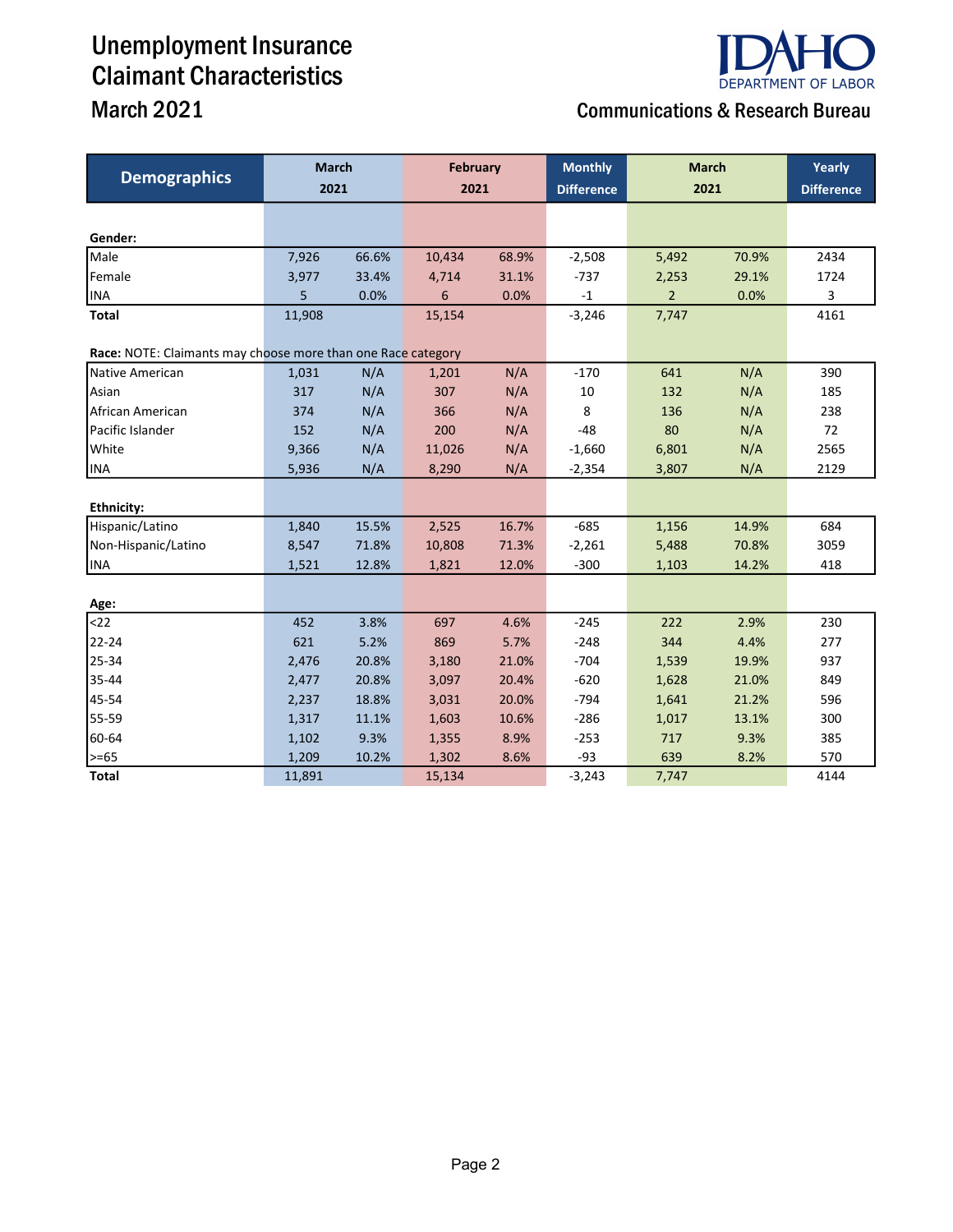# Unemployment Insurance Claimant Characteristics

## March 2021

**Communications & Research Bureau**

IDAHO DEPARTMENT OF LABOR

| Demographics | March 2021 | | February 2021 | | Monthly Difference | March 2021 | | Yearly Difference |
|---|---|---|---|---|---|---|---|---|
| **Gender:** | | | | | | | | |
| Male | 7,926 | 66.6% | 10,434 | 68.9% | -2,508 | 5,492 | 70.9% | 2434 |
| Female | 3,977 | 33.4% | 4,714 | 31.1% | -737 | 2,253 | 29.1% | 1724 |
| INA | 5 | 0.0% | 6 | 0.0% | -1 | 2 | 0.0% | 3 |
| **Total** | 11,908 | | 15,154 | | -3,246 | 7,747 | | 4161 |
| **Race:** NOTE: Claimants may choose more than one Race category | | | | | | | | |
| Native American | 1,031 | N/A | 1,201 | N/A | -170 | 641 | N/A | 390 |
| Asian | 317 | N/A | 307 | N/A | 10 | 132 | N/A | 185 |
| African American | 374 | N/A | 366 | N/A | 8 | 136 | N/A | 238 |
| Pacific Islander | 152 | N/A | 200 | N/A | -48 | 80 | N/A | 72 |
| White | 9,366 | N/A | 11,026 | N/A | -1,660 | 6,801 | N/A | 2565 |
| INA | 5,936 | N/A | 8,290 | N/A | -2,354 | 3,807 | N/A | 2129 |
| **Ethnicity:** | | | | | | | | |
| Hispanic/Latino | 1,840 | 15.5% | 2,525 | 16.7% | -685 | 1,156 | 14.9% | 684 |
| Non-Hispanic/Latino | 8,547 | 71.8% | 10,808 | 71.3% | -2,261 | 5,488 | 70.8% | 3059 |
| INA | 1,521 | 12.8% | 1,821 | 12.0% | -300 | 1,103 | 14.2% | 418 |
| **Age:** | | | | | | | | |
| <22 | 452 | 3.8% | 697 | 4.6% | -245 | 222 | 2.9% | 230 |
| 22-24 | 621 | 5.2% | 869 | 5.7% | -248 | 344 | 4.4% | 277 |
| 25-34 | 2,476 | 20.8% | 3,180 | 21.0% | -704 | 1,539 | 19.9% | 937 |
| 35-44 | 2,477 | 20.8% | 3,097 | 20.4% | -620 | 1,628 | 21.0% | 849 |
| 45-54 | 2,237 | 18.8% | 3,031 | 20.0% | -794 | 1,641 | 21.2% | 596 |
| 55-59 | 1,317 | 11.1% | 1,603 | 10.6% | -286 | 1,017 | 13.1% | 300 |
| 60-64 | 1,102 | 9.3% | 1,355 | 8.9% | -253 | 717 | 9.3% | 385 |
| >=65 | 1,209 | 10.2% | 1,302 | 8.6% | -93 | 639 | 8.2% | 570 |
| **Total** | 11,891 | | 15,134 | | -3,243 | 7,747 | | 4144 |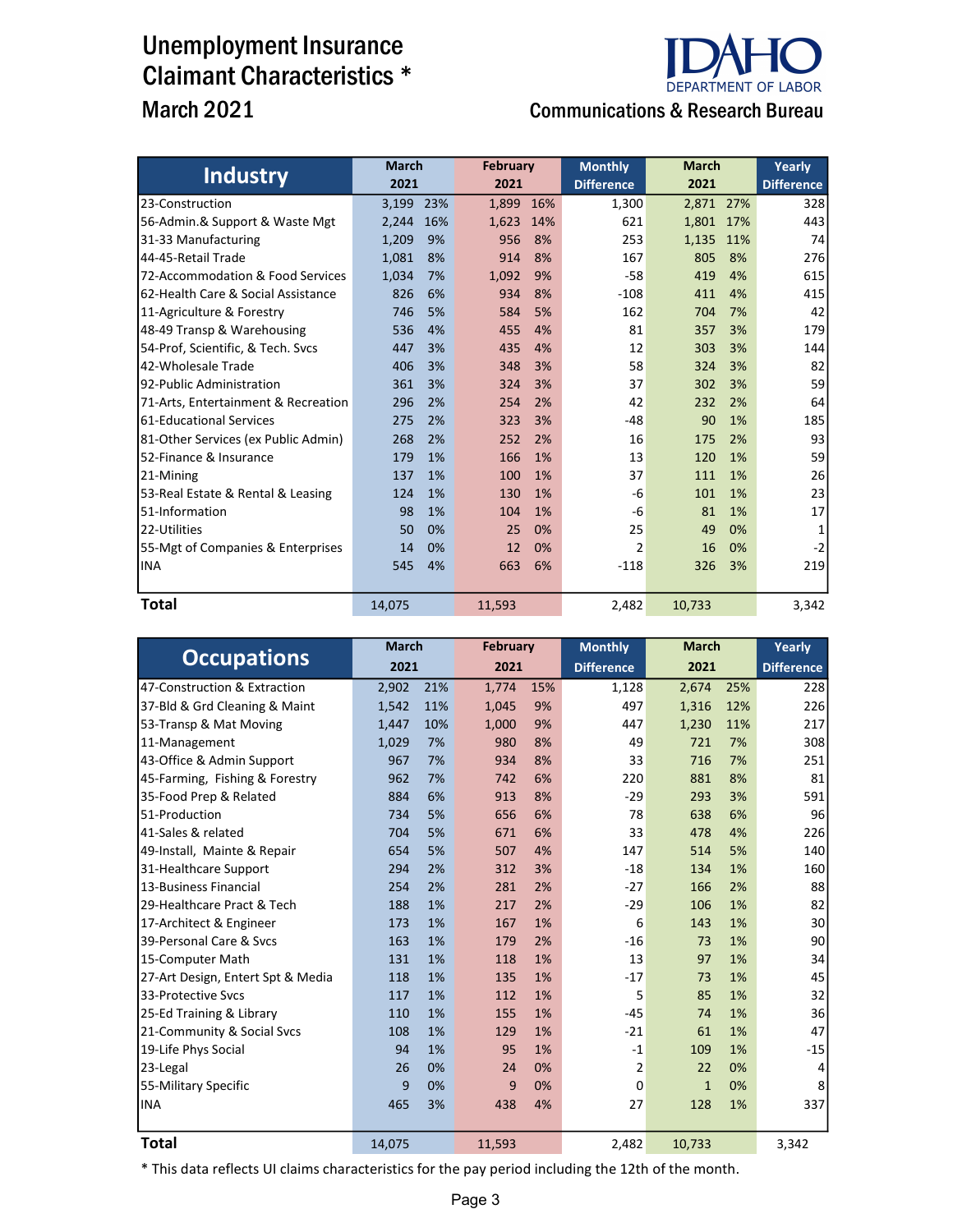# Unemployment Insurance Claimant Characteristics *

## March 2021

IDAHO DEPARTMENT OF LABOR

Communications & Research Bureau

| Industry | March 2021 | | February 2021 | | Monthly Difference | March 2021 | | Yearly Difference |
|---|---|---|---|---|---|---|---|---|
| 23-Construction | 3,199 | 23% | 1,899 | 16% | 1,300 | 2,871 | 27% | 328 |
| 56-Admin.& Support & Waste Mgt | 2,244 | 16% | 1,623 | 14% | 621 | 1,801 | 17% | 443 |
| 31-33 Manufacturing | 1,209 | 9% | 956 | 8% | 253 | 1,135 | 11% | 74 |
| 44-45-Retail Trade | 1,081 | 8% | 914 | 8% | 167 | 805 | 8% | 276 |
| 72-Accommodation & Food Services | 1,034 | 7% | 1,092 | 9% | -58 | 419 | 4% | 615 |
| 62-Health Care & Social Assistance | 826 | 6% | 934 | 8% | -108 | 411 | 4% | 415 |
| 11-Agriculture & Forestry | 746 | 5% | 584 | 5% | 162 | 704 | 7% | 42 |
| 48-49 Transp & Warehousing | 536 | 4% | 455 | 4% | 81 | 357 | 3% | 179 |
| 54-Prof, Scientific, & Tech. Svcs | 447 | 3% | 435 | 4% | 12 | 303 | 3% | 144 |
| 42-Wholesale Trade | 406 | 3% | 348 | 3% | 58 | 324 | 3% | 82 |
| 92-Public Administration | 361 | 3% | 324 | 3% | 37 | 302 | 3% | 59 |
| 71-Arts, Entertainment & Recreation | 296 | 2% | 254 | 2% | 42 | 232 | 2% | 64 |
| 61-Educational Services | 275 | 2% | 323 | 3% | -48 | 90 | 1% | 185 |
| 81-Other Services (ex Public Admin) | 268 | 2% | 252 | 2% | 16 | 175 | 2% | 93 |
| 52-Finance & Insurance | 179 | 1% | 166 | 1% | 13 | 120 | 1% | 59 |
| 21-Mining | 137 | 1% | 100 | 1% | 37 | 111 | 1% | 26 |
| 53-Real Estate & Rental & Leasing | 124 | 1% | 130 | 1% | -6 | 101 | 1% | 23 |
| 51-Information | 98 | 1% | 104 | 1% | -6 | 81 | 1% | 17 |
| 22-Utilities | 50 | 0% | 25 | 0% | 25 | 49 | 0% | 1 |
| 55-Mgt of Companies & Enterprises | 14 | 0% | 12 | 0% | 2 | 16 | 0% | -2 |
| INA | 545 | 4% | 663 | 6% | -118 | 326 | 3% | 219 |
| **Total** | 14,075 | | 11,593 | | 2,482 | 10,733 | | 3,342 |

| Occupations | March 2021 | | February 2021 | | Monthly Difference | March 2021 | | Yearly Difference |
|---|---|---|---|---|---|---|---|---|
| 47-Construction & Extraction | 2,902 | 21% | 1,774 | 15% | 1,128 | 2,674 | 25% | 228 |
| 37-Bld & Grd Cleaning & Maint | 1,542 | 11% | 1,045 | 9% | 497 | 1,316 | 12% | 226 |
| 53-Transp & Mat Moving | 1,447 | 10% | 1,000 | 9% | 447 | 1,230 | 11% | 217 |
| 11-Management | 1,029 | 7% | 980 | 8% | 49 | 721 | 7% | 308 |
| 43-Office & Admin Support | 967 | 7% | 934 | 8% | 33 | 716 | 7% | 251 |
| 45-Farming, Fishing & Forestry | 962 | 7% | 742 | 6% | 220 | 881 | 8% | 81 |
| 35-Food Prep & Related | 884 | 6% | 913 | 8% | -29 | 293 | 3% | 591 |
| 51-Production | 734 | 5% | 656 | 6% | 78 | 638 | 6% | 96 |
| 41-Sales & related | 704 | 5% | 671 | 6% | 33 | 478 | 4% | 226 |
| 49-Install, Mainte & Repair | 654 | 5% | 507 | 4% | 147 | 514 | 5% | 140 |
| 31-Healthcare Support | 294 | 2% | 312 | 3% | -18 | 134 | 1% | 160 |
| 13-Business Financial | 254 | 2% | 281 | 2% | -27 | 166 | 2% | 88 |
| 29-Healthcare Pract & Tech | 188 | 1% | 217 | 2% | -29 | 106 | 1% | 82 |
| 17-Architect & Engineer | 173 | 1% | 167 | 1% | 6 | 143 | 1% | 30 |
| 39-Personal Care & Svcs | 163 | 1% | 179 | 2% | -16 | 73 | 1% | 90 |
| 15-Computer Math | 131 | 1% | 118 | 1% | 13 | 97 | 1% | 34 |
| 27-Art Design, Entert Spt & Media | 118 | 1% | 135 | 1% | -17 | 73 | 1% | 45 |
| 33-Protective Svcs | 117 | 1% | 112 | 1% | 5 | 85 | 1% | 32 |
| 25-Ed Training & Library | 110 | 1% | 155 | 1% | -45 | 74 | 1% | 36 |
| 21-Community & Social Svcs | 108 | 1% | 129 | 1% | -21 | 61 | 1% | 47 |
| 19-Life Phys Social | 94 | 1% | 95 | 1% | -1 | 109 | 1% | -15 |
| 23-Legal | 26 | 0% | 24 | 0% | 2 | 22 | 0% | 4 |
| 55-Military Specific | 9 | 0% | 9 | 0% | 0 | 1 | 0% | 8 |
| INA | 465 | 3% | 438 | 4% | 27 | 128 | 1% | 337 |
| **Total** | 14,075 | | 11,593 | | 2,482 | 10,733 | | 3,342 |

* This data reflects UI claims characteristics for the pay period including the 12th of the month.